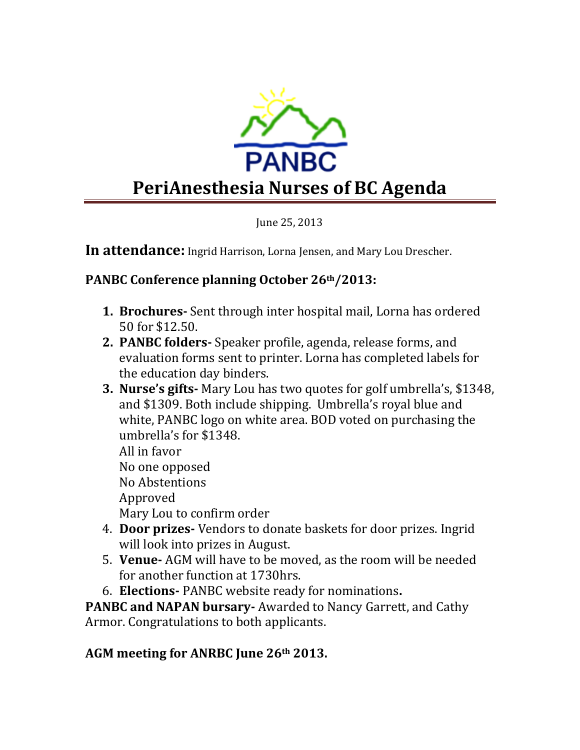PANBC

# PeriAnesthesia Nurses of BC Agenda

June 25, 2013

**In attendance:** Ingrid Harrison, Lorna Jensen, and Mary Lou Drescher.

**PANBC Conference planning October 26th/2013:**

1. **Brochures-** Sent through inter hospital mail, Lorna has ordered 50 for $12.50.
2. **PANBC folders-** Speaker profile, agenda, release forms, and evaluation forms sent to printer. Lorna has completed labels for the education day binders.
3. **Nurse's gifts-** Mary Lou has two quotes for golf umbrella's, $1348, and $1309. Both include shipping. Umbrella's royal blue and white, PANBC logo on white area. BOD voted on purchasing the umbrella's for $1348.
   All in favor
   No one opposed
   No Abstentions
   Approved
   Mary Lou to confirm order
4. **Door prizes-** Vendors to donate baskets for door prizes. Ingrid will look into prizes in August.
5. **Venue-** AGM will have to be moved, as the room will be needed for another function at 1730hrs.
6. **Elections-** PANBC website ready for nominations**.**

**PANBC and NAPAN bursary-** Awarded to Nancy Garrett, and Cathy Armor. Congratulations to both applicants.

**AGM meeting for ANRBC June 26th 2013.**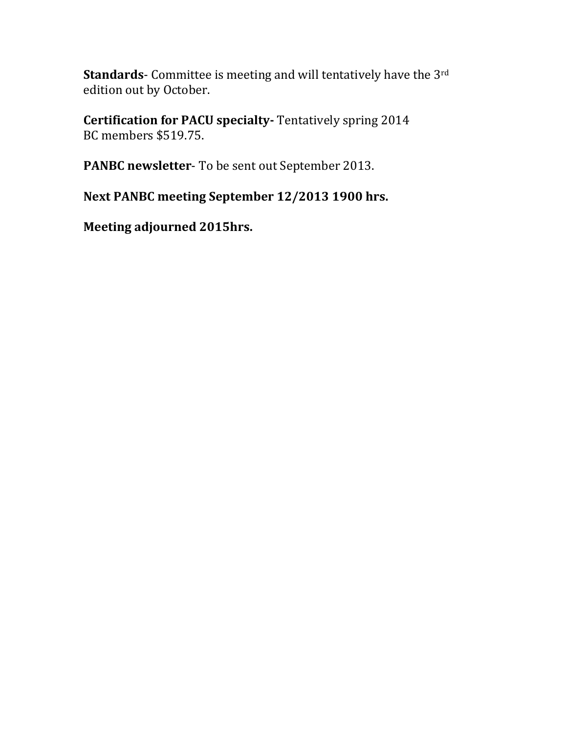**Standards**- Committee is meeting and will tentatively have the 3rd edition out by October.

**Certification for PACU specialty-** Tentatively spring 2014
BC members $519.75.

**PANBC newsletter**- To be sent out September 2013.

**Next PANBC meeting September 12/2013 1900 hrs.**

**Meeting adjourned 2015hrs.**